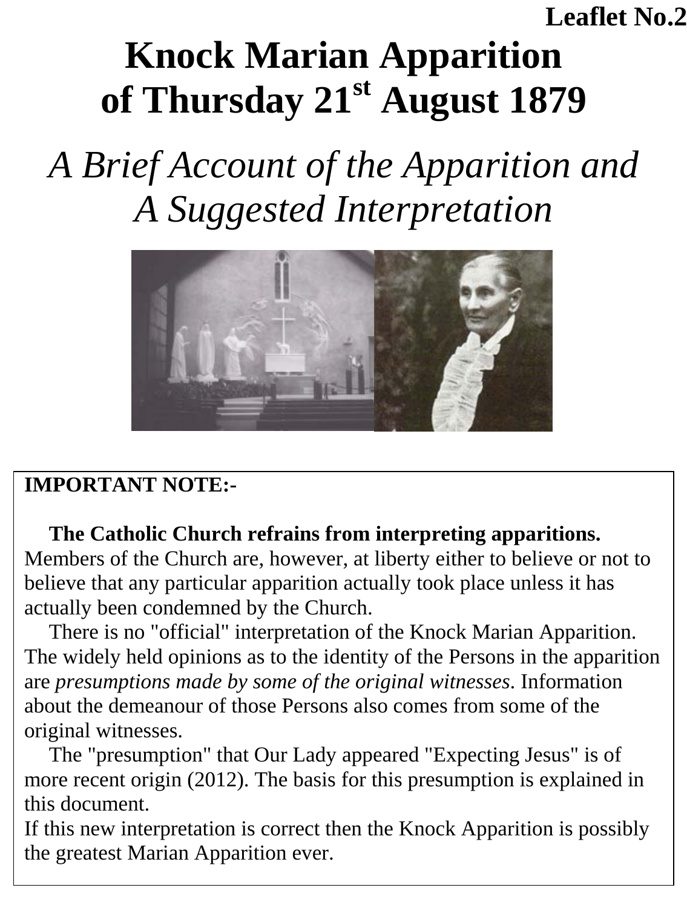**Leaflet No.2**

# Knock Marian Apparition of Thursday 21st August 1879

## *A Brief Account of the Apparition and A Suggested Interpretation*

**IMPORTANT NOTE:-**

**The Catholic Church refrains from interpreting apparitions.** Members of the Church are, however, at liberty either to believe or not to believe that any particular apparition actually took place unless it has actually been condemned by the Church.

There is no "official" interpretation of the Knock Marian Apparition. The widely held opinions as to the identity of the Persons in the apparition are *presumptions made by some of the original witnesses*. Information about the demeanour of those Persons also comes from some of the original witnesses.

The "presumption" that Our Lady appeared "Expecting Jesus" is of more recent origin (2012). The basis for this presumption is explained in this document.

If this new interpretation is correct then the Knock Apparition is possibly the greatest Marian Apparition ever.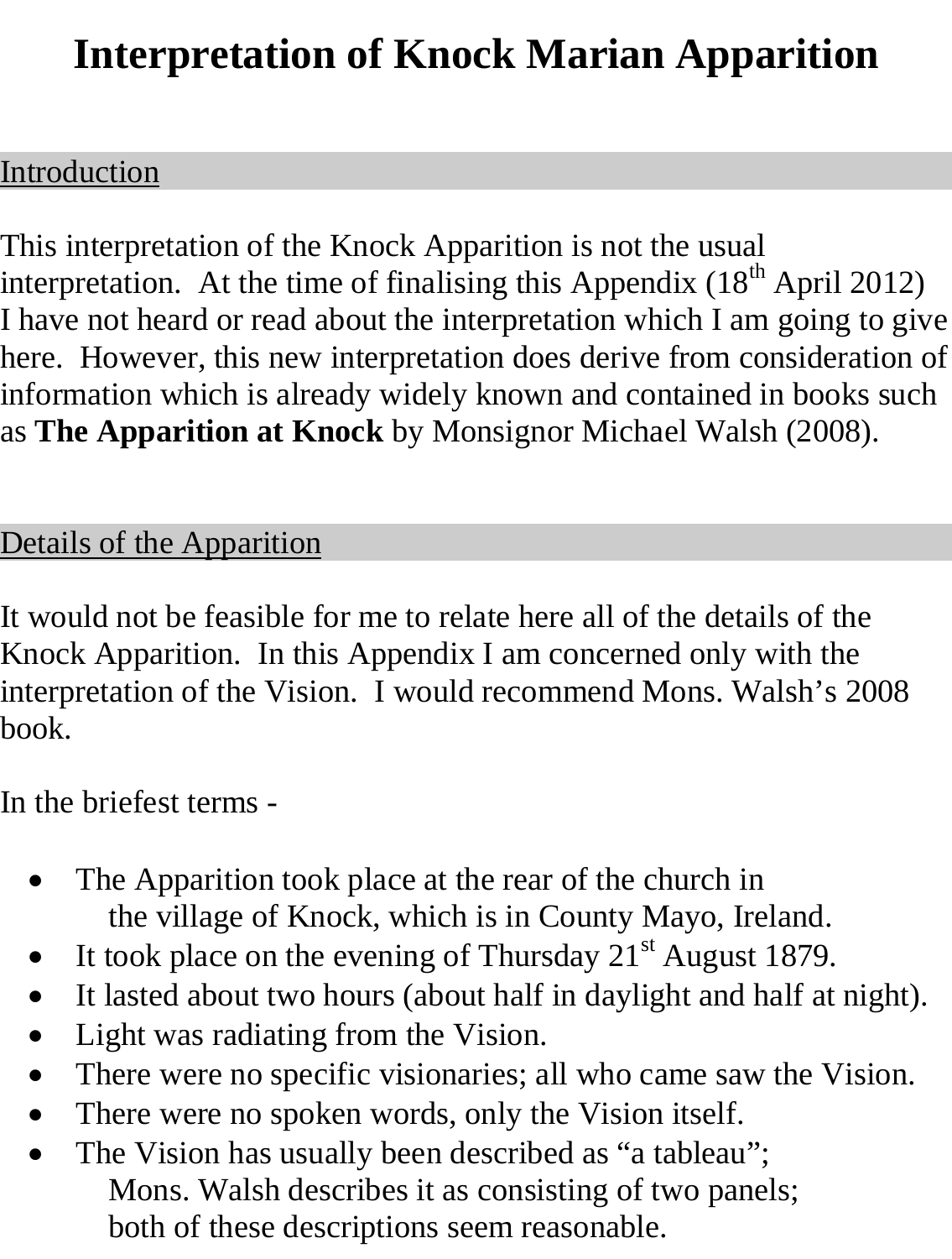# Interpretation of Knock Marian Apparition

## Introduction

This interpretation of the Knock Apparition is not the usual interpretation. At the time of finalising this Appendix (18th April 2012) I have not heard or read about the interpretation which I am going to give here. However, this new interpretation does derive from consideration of information which is already widely known and contained in books such as **The Apparition at Knock** by Monsignor Michael Walsh (2008).

## Details of the Apparition

It would not be feasible for me to relate here all of the details of the Knock Apparition. In this Appendix I am concerned only with the interpretation of the Vision. I would recommend Mons. Walsh's 2008 book.

In the briefest terms -

- The Apparition took place at the rear of the church in the village of Knock, which is in County Mayo, Ireland.
- It took place on the evening of Thursday 21st August 1879.
- It lasted about two hours (about half in daylight and half at night).
- Light was radiating from the Vision.
- There were no specific visionaries; all who came saw the Vision.
- There were no spoken words, only the Vision itself.
- The Vision has usually been described as "a tableau"; Mons. Walsh describes it as consisting of two panels; both of these descriptions seem reasonable.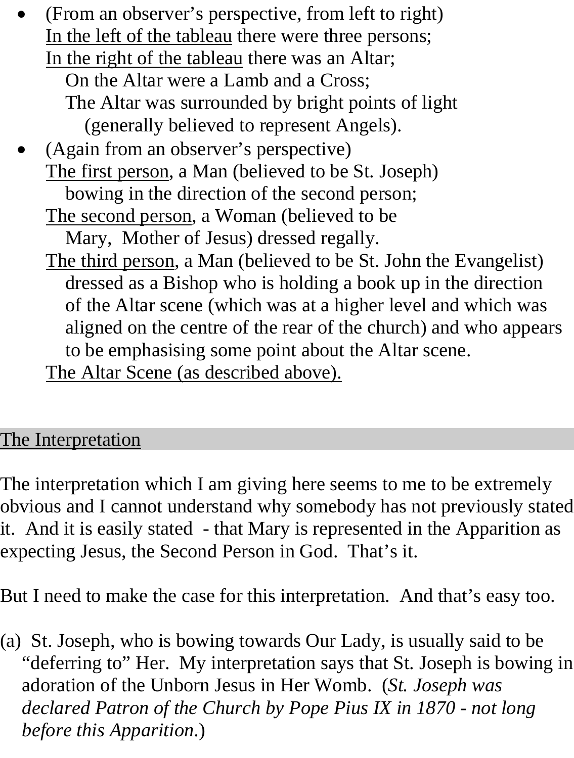- (From an observer's perspective, from left to right)  
  <u>In the left of the tableau</u> there were three persons;  
  <u>In the right of the tableau</u> there was an Altar;  
  On the Altar were a Lamb and a Cross;  
  The Altar was surrounded by bright points of light  
  (generally believed to represent Angels).
- (Again from an observer's perspective)  
  <u>The first person</u>, a Man (believed to be St. Joseph)  
  bowing in the direction of the second person;  
  <u>The second person</u>, a Woman (believed to be  
  Mary, Mother of Jesus) dressed regally.  
  <u>The third person</u>, a Man (believed to be St. John the Evangelist)  
  dressed as a Bishop who is holding a book up in the direction  
  of the Altar scene (which was at a higher level and which was  
  aligned on the centre of the rear of the church) and who appears  
  to be emphasising some point about the Altar scene.  
  <u>The Altar Scene (as described above).</u>

## The Interpretation

The interpretation which I am giving here seems to me to be extremely obvious and I cannot understand why somebody has not previously stated it. And it is easily stated - that Mary is represented in the Apparition as expecting Jesus, the Second Person in God. That's it.

But I need to make the case for this interpretation. And that's easy too.

(a) St. Joseph, who is bowing towards Our Lady, is usually said to be "deferring to" Her. My interpretation says that St. Joseph is bowing in adoration of the Unborn Jesus in Her Womb. (*St. Joseph was declared Patron of the Church by Pope Pius IX in 1870 - not long before this Apparition.*)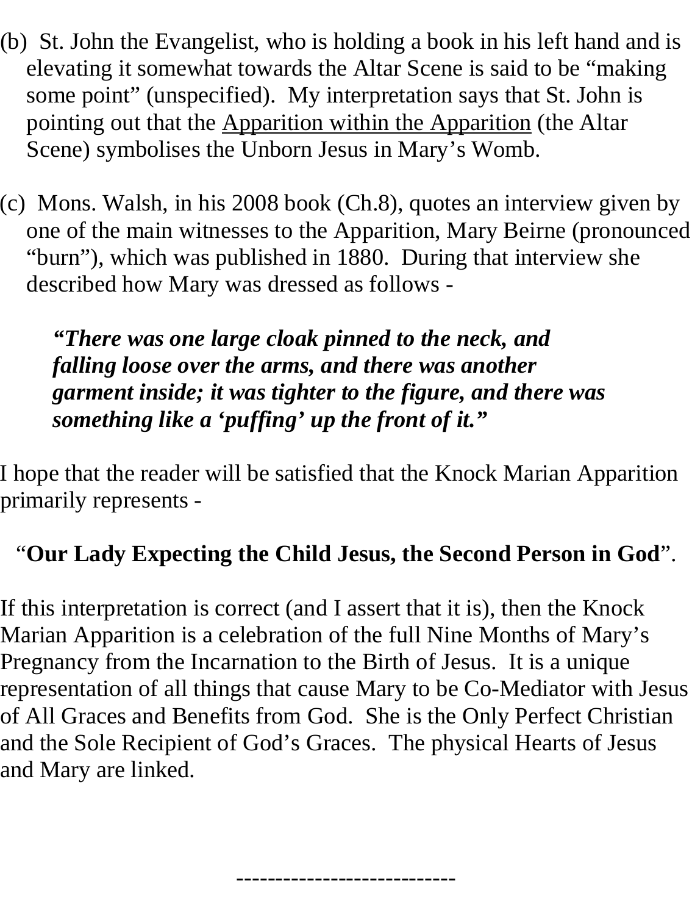(b) St. John the Evangelist, who is holding a book in his left hand and is elevating it somewhat towards the Altar Scene is said to be "making some point" (unspecified). My interpretation says that St. John is pointing out that the Apparition within the Apparition (the Altar Scene) symbolises the Unborn Jesus in Mary's Womb.

(c) Mons. Walsh, in his 2008 book (Ch.8), quotes an interview given by one of the main witnesses to the Apparition, Mary Beirne (pronounced "burn"), which was published in 1880. During that interview she described how Mary was dressed as follows -

> ***"There was one large cloak pinned to the neck, and falling loose over the arms, and there was another garment inside; it was tighter to the figure, and there was something like a 'puffing' up the front of it."***

I hope that the reader will be satisfied that the Knock Marian Apparition primarily represents -

"**Our Lady Expecting the Child Jesus, the Second Person in God**".

If this interpretation is correct (and I assert that it is), then the Knock Marian Apparition is a celebration of the full Nine Months of Mary's Pregnancy from the Incarnation to the Birth of Jesus. It is a unique representation of all things that cause Mary to be Co-Mediator with Jesus of All Graces and Benefits from God. She is the Only Perfect Christian and the Sole Recipient of God's Graces. The physical Hearts of Jesus and Mary are linked.

---------------------------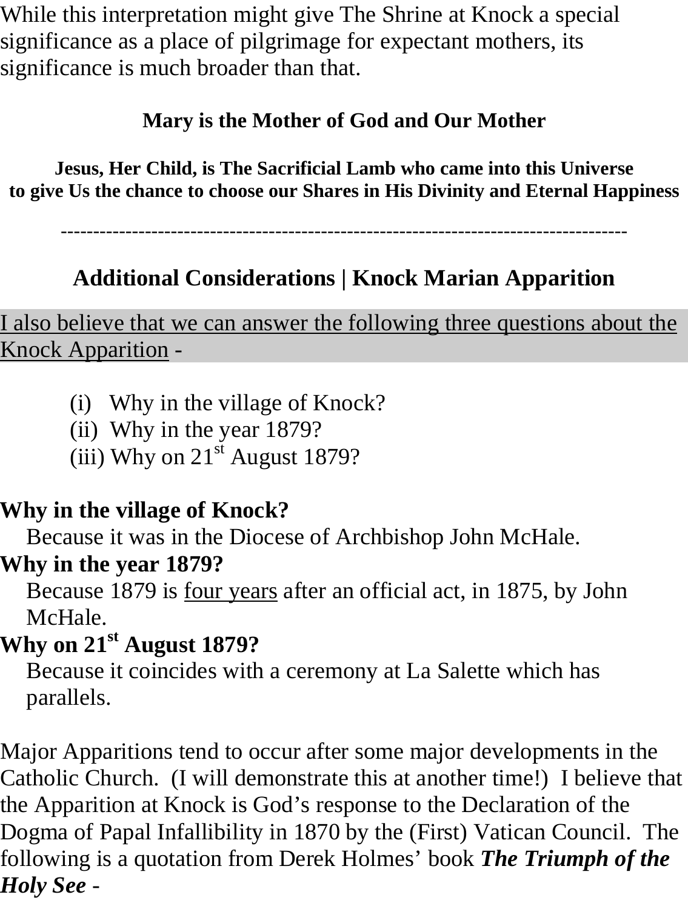While this interpretation might give The Shrine at Knock a special significance as a place of pilgrimage for expectant mothers, its significance is much broader than that.

**Mary is the Mother of God and Our Mother**

**Jesus, Her Child, is The Sacrificial Lamb who came into this Universe to give Us the chance to choose our Shares in His Divinity and Eternal Happiness**

---

## Additional Considerations | Knock Marian Apparition

<u>I also believe that we can answer the following three questions about the Knock Apparition</u> -

(i) Why in the village of Knock?
(ii) Why in the year 1879?
(iii) Why on 21st August 1879?

**Why in the village of Knock?**
Because it was in the Diocese of Archbishop John McHale.

**Why in the year 1879?**
Because 1879 is <u>four years</u> after an official act, in 1875, by John McHale.

**Why on 21st August 1879?**
Because it coincides with a ceremony at La Salette which has parallels.

Major Apparitions tend to occur after some major developments in the Catholic Church. (I will demonstrate this at another time!) I believe that the Apparition at Knock is God's response to the Declaration of the Dogma of Papal Infallibility in 1870 by the (First) Vatican Council. The following is a quotation from Derek Holmes' book ***The Triumph of the Holy See*** -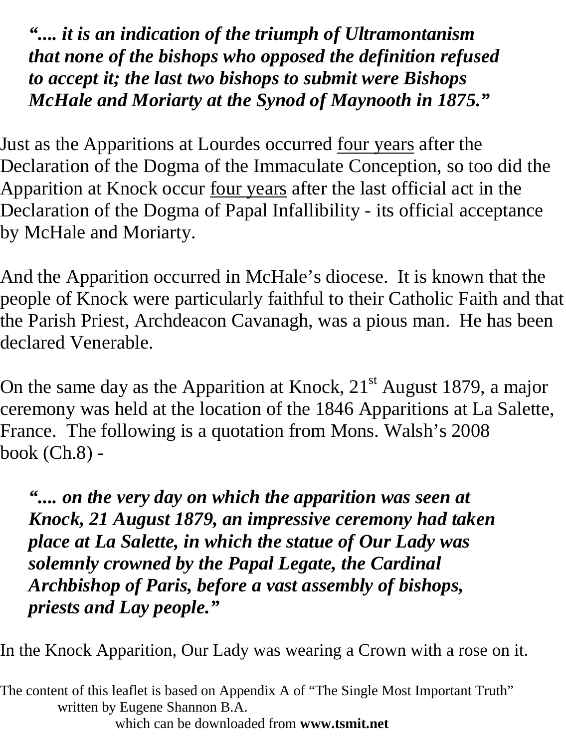*“.... it is an indication of the triumph of Ultramontanism that none of the bishops who opposed the definition refused to accept it; the last two bishops to submit were Bishops McHale and Moriarty at the Synod of Maynooth in 1875.”*

Just as the Apparitions at Lourdes occurred <u>four years</u> after the Declaration of the Dogma of the Immaculate Conception, so too did the Apparition at Knock occur <u>four years</u> after the last official act in the Declaration of the Dogma of Papal Infallibility - its official acceptance by McHale and Moriarty.

And the Apparition occurred in McHale’s diocese. It is known that the people of Knock were particularly faithful to their Catholic Faith and that the Parish Priest, Archdeacon Cavanagh, was a pious man. He has been declared Venerable.

On the same day as the Apparition at Knock, 21st August 1879, a major ceremony was held at the location of the 1846 Apparitions at La Salette, France. The following is a quotation from Mons. Walsh’s 2008 book (Ch.8) -

*“.... on the very day on which the apparition was seen at Knock, 21 August 1879, an impressive ceremony had taken place at La Salette, in which the statue of Our Lady was solemnly crowned by the Papal Legate, the Cardinal Archbishop of Paris, before a vast assembly of bishops, priests and Lay people.”*

In the Knock Apparition, Our Lady was wearing a Crown with a rose on it.

The content of this leaflet is based on Appendix A of “The Single Most Important Truth” written by Eugene Shannon B.A. which can be downloaded from **www.tsmit.net**